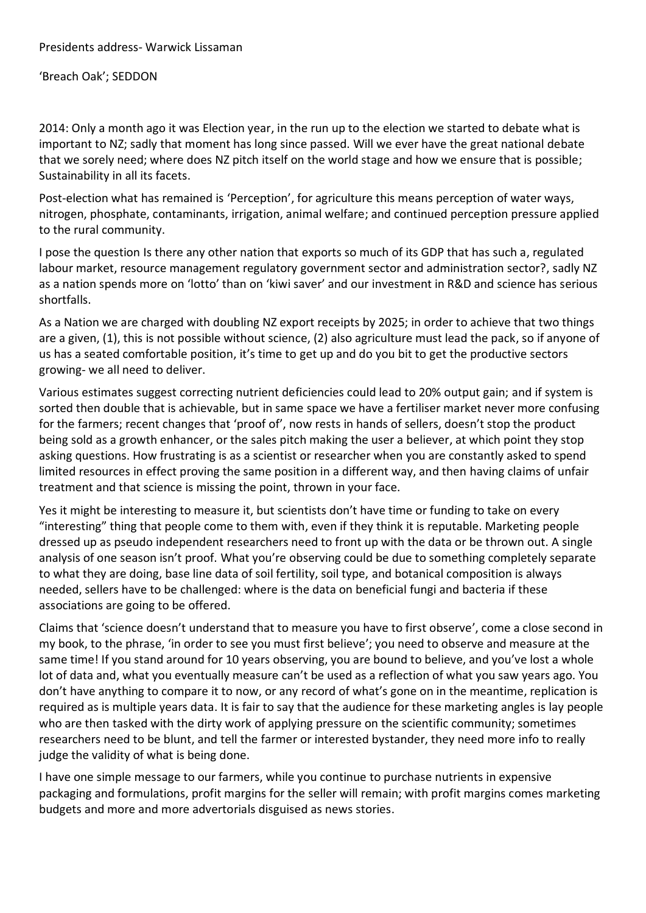Presidents address- Warwick Lissaman

'Breach Oak'; SEDDON

2014: Only a month ago it was Election year, in the run up to the election we started to debate what is important to NZ; sadly that moment has long since passed. Will we ever have the great national debate that we sorely need; where does NZ pitch itself on the world stage and how we ensure that is possible; Sustainability in all its facets.

Post-election what has remained is 'Perception', for agriculture this means perception of water ways, nitrogen, phosphate, contaminants, irrigation, animal welfare; and continued perception pressure applied to the rural community.

I pose the question Is there any other nation that exports so much of its GDP that has such a, regulated labour market, resource management regulatory government sector and administration sector?, sadly NZ as a nation spends more on 'lotto' than on 'kiwi saver' and our investment in R&D and science has serious shortfalls.

As a Nation we are charged with doubling NZ export receipts by 2025; in order to achieve that two things are a given, (1), this is not possible without science, (2) also agriculture must lead the pack, so if anyone of us has a seated comfortable position, it's time to get up and do you bit to get the productive sectors growing- we all need to deliver.

Various estimates suggest correcting nutrient deficiencies could lead to 20% output gain; and if system is sorted then double that is achievable, but in same space we have a fertiliser market never more confusing for the farmers; recent changes that 'proof of', now rests in hands of sellers, doesn't stop the product being sold as a growth enhancer, or the sales pitch making the user a believer, at which point they stop asking questions. How frustrating is as a scientist or researcher when you are constantly asked to spend limited resources in effect proving the same position in a different way, and then having claims of unfair treatment and that science is missing the point, thrown in your face.

Yes it might be interesting to measure it, but scientists don't have time or funding to take on every "interesting" thing that people come to them with, even if they think it is reputable. Marketing people dressed up as pseudo independent researchers need to front up with the data or be thrown out. A single analysis of one season isn't proof. What you're observing could be due to something completely separate to what they are doing, base line data of soil fertility, soil type, and botanical composition is always needed, sellers have to be challenged: where is the data on beneficial fungi and bacteria if these associations are going to be offered.

Claims that 'science doesn't understand that to measure you have to first observe', come a close second in my book, to the phrase, 'in order to see you must first believe'; you need to observe and measure at the same time! If you stand around for 10 years observing, you are bound to believe, and you've lost a whole lot of data and, what you eventually measure can't be used as a reflection of what you saw years ago. You don't have anything to compare it to now, or any record of what's gone on in the meantime, replication is required as is multiple years data. It is fair to say that the audience for these marketing angles is lay people who are then tasked with the dirty work of applying pressure on the scientific community; sometimes researchers need to be blunt, and tell the farmer or interested bystander, they need more info to really judge the validity of what is being done.

I have one simple message to our farmers, while you continue to purchase nutrients in expensive packaging and formulations, profit margins for the seller will remain; with profit margins comes marketing budgets and more and more advertorials disguised as news stories.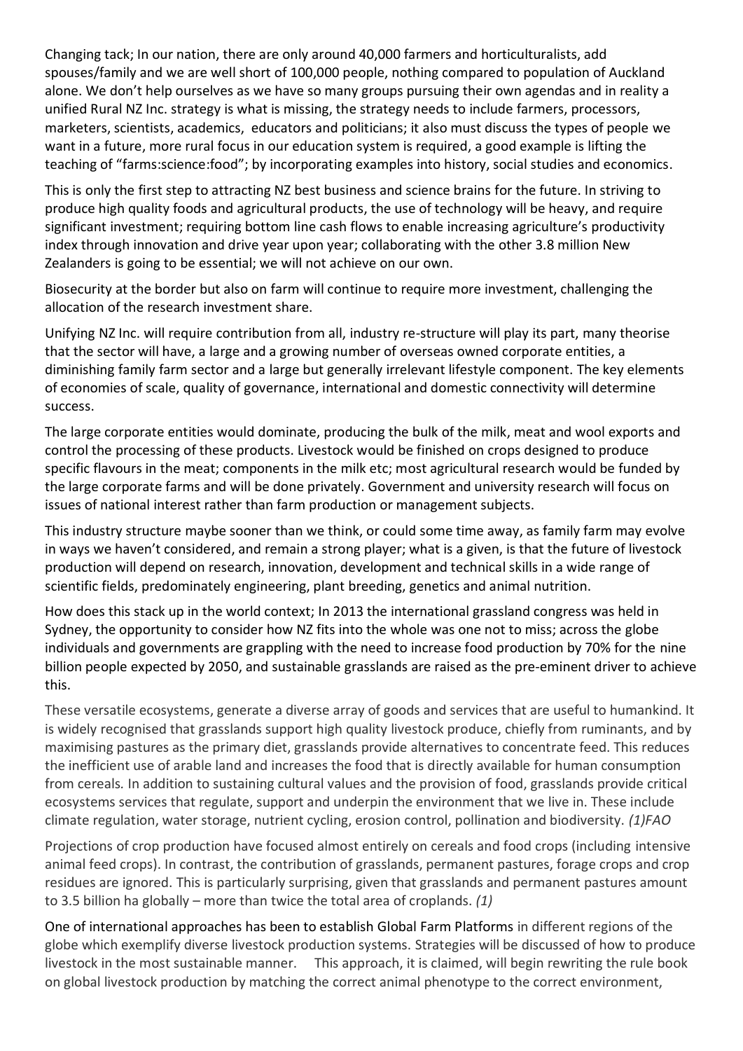Changing tack; In our nation, there are only around 40,000 farmers and horticulturalists, add spouses/family and we are well short of 100,000 people, nothing compared to population of Auckland alone. We don't help ourselves as we have so many groups pursuing their own agendas and in reality a unified Rural NZ Inc. strategy is what is missing, the strategy needs to include farmers, processors, marketers, scientists, academics, educators and politicians; it also must discuss the types of people we want in a future, more rural focus in our education system is required, a good example is lifting the teaching of "farms:science:food"; by incorporating examples into history, social studies and economics.

This is only the first step to attracting NZ best business and science brains for the future. In striving to produce high quality foods and agricultural products, the use of technology will be heavy, and require significant investment; requiring bottom line cash flows to enable increasing agriculture's productivity index through innovation and drive year upon year; collaborating with the other 3.8 million New Zealanders is going to be essential; we will not achieve on our own.

Biosecurity at the border but also on farm will continue to require more investment, challenging the allocation of the research investment share.

Unifying NZ Inc. will require contribution from all, industry re-structure will play its part, many theorise that the sector will have, a large and a growing number of overseas owned corporate entities, a diminishing family farm sector and a large but generally irrelevant lifestyle component. The key elements of economies of scale, quality of governance, international and domestic connectivity will determine success.

The large corporate entities would dominate, producing the bulk of the milk, meat and wool exports and control the processing of these products. Livestock would be finished on crops designed to produce specific flavours in the meat; components in the milk etc; most agricultural research would be funded by the large corporate farms and will be done privately. Government and university research will focus on issues of national interest rather than farm production or management subjects.

This industry structure maybe sooner than we think, or could some time away, as family farm may evolve in ways we haven't considered, and remain a strong player; what is a given, is that the future of livestock production will depend on research, innovation, development and technical skills in a wide range of scientific fields, predominately engineering, plant breeding, genetics and animal nutrition.

How does this stack up in the world context; In 2013 the international grassland congress was held in Sydney, the opportunity to consider how NZ fits into the whole was one not to miss; across the globe individuals and governments are grappling with the need to increase food production by 70% for the nine billion people expected by 2050, and sustainable grasslands are raised as the pre-eminent driver to achieve this.

These versatile ecosystems, generate a diverse array of goods and services that are useful to humankind. It is widely recognised that grasslands support high quality livestock produce, chiefly from ruminants, and by maximising pastures as the primary diet, grasslands provide alternatives to concentrate feed. This reduces the inefficient use of arable land and increases the food that is directly available for human consumption from cereals. In addition to sustaining cultural values and the provision of food, grasslands provide critical ecosystems services that regulate, support and underpin the environment that we live in. These include climate regulation, water storage, nutrient cycling, erosion control, pollination and biodiversity. *(1)FAO*

Projections of crop production have focused almost entirely on cereals and food crops (including intensive animal feed crops). In contrast, the contribution of grasslands, permanent pastures, forage crops and crop residues are ignored. This is particularly surprising, given that grasslands and permanent pastures amount to 3.5 billion ha globally – more than twice the total area of croplands. *(1)*

One of international approaches has been to establish Global Farm Platforms in different regions of the globe which exemplify diverse livestock production systems. Strategies will be discussed of how to produce livestock in the most sustainable manner. This approach, it is claimed, will begin rewriting the rule book on global livestock production by matching the correct animal phenotype to the correct environment,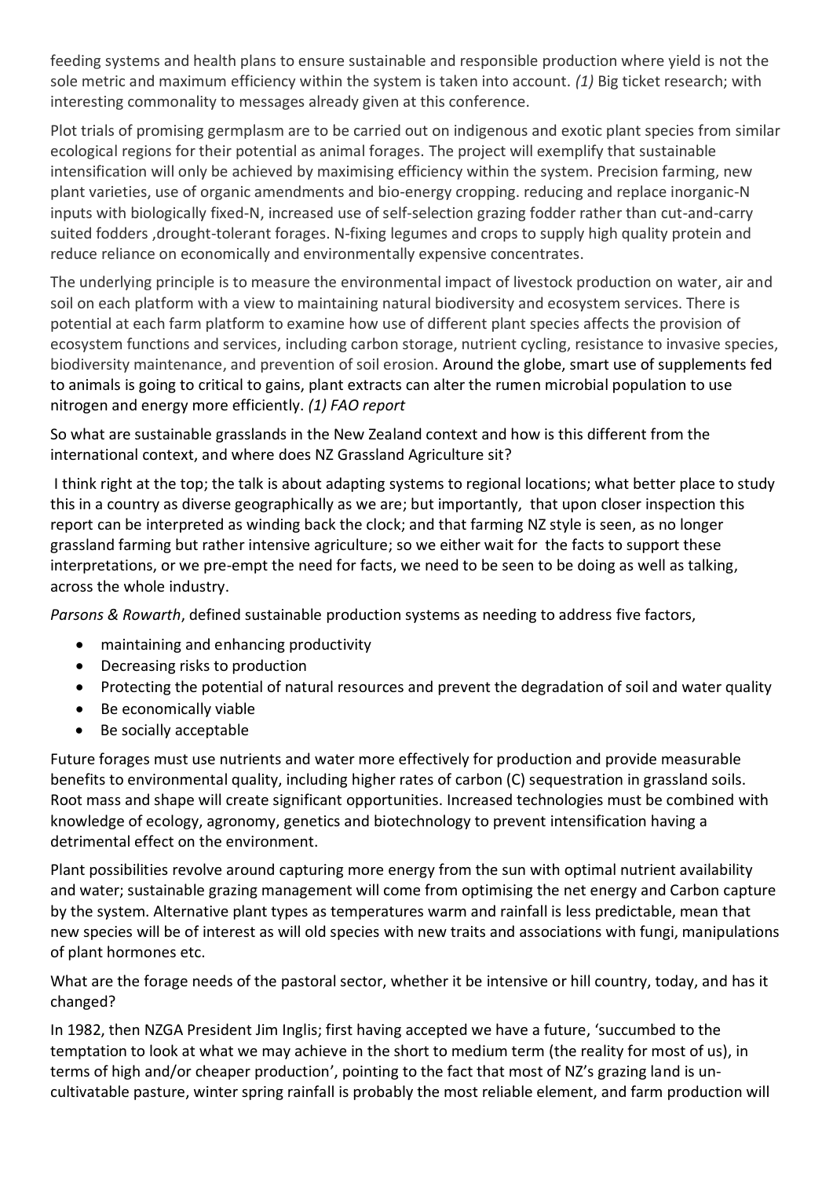feeding systems and health plans to ensure sustainable and responsible production where yield is not the sole metric and maximum efficiency within the system is taken into account. *(1)* Big ticket research; with interesting commonality to messages already given at this conference.

Plot trials of promising germplasm are to be carried out on indigenous and exotic plant species from similar ecological regions for their potential as animal forages. The project will exemplify that sustainable intensification will only be achieved by maximising efficiency within the system. Precision farming, new plant varieties, use of organic amendments and bio-energy cropping. reducing and replace inorganic-N inputs with biologically fixed-N, increased use of self-selection grazing fodder rather than cut-and-carry suited fodders ,drought-tolerant forages. N-fixing legumes and crops to supply high quality protein and reduce reliance on economically and environmentally expensive concentrates.

The underlying principle is to measure the environmental impact of livestock production on water, air and soil on each platform with a view to maintaining natural biodiversity and ecosystem services. There is potential at each farm platform to examine how use of different plant species affects the provision of ecosystem functions and services, including carbon storage, nutrient cycling, resistance to invasive species, biodiversity maintenance, and prevention of soil erosion. Around the globe, smart use of supplements fed to animals is going to critical to gains, plant extracts can alter the rumen microbial population to use nitrogen and energy more efficiently. *(1) FAO report*

So what are sustainable grasslands in the New Zealand context and how is this different from the international context, and where does NZ Grassland Agriculture sit?

I think right at the top; the talk is about adapting systems to regional locations; what better place to study this in a country as diverse geographically as we are; but importantly, that upon closer inspection this report can be interpreted as winding back the clock; and that farming NZ style is seen, as no longer grassland farming but rather intensive agriculture; so we either wait for the facts to support these interpretations, or we pre-empt the need for facts, we need to be seen to be doing as well as talking, across the whole industry.

*Parsons & Rowarth*, defined sustainable production systems as needing to address five factors,

- maintaining and enhancing productivity
- Decreasing risks to production
- Protecting the potential of natural resources and prevent the degradation of soil and water quality
- Be economically viable
- Be socially acceptable

Future forages must use nutrients and water more effectively for production and provide measurable benefits to environmental quality, including higher rates of carbon (C) sequestration in grassland soils. Root mass and shape will create significant opportunities. Increased technologies must be combined with knowledge of ecology, agronomy, genetics and biotechnology to prevent intensification having a detrimental effect on the environment.

Plant possibilities revolve around capturing more energy from the sun with optimal nutrient availability and water; sustainable grazing management will come from optimising the net energy and Carbon capture by the system. Alternative plant types as temperatures warm and rainfall is less predictable, mean that new species will be of interest as will old species with new traits and associations with fungi, manipulations of plant hormones etc.

What are the forage needs of the pastoral sector, whether it be intensive or hill country, today, and has it changed?

In 1982, then NZGA President Jim Inglis; first having accepted we have a future, 'succumbed to the temptation to look at what we may achieve in the short to medium term (the reality for most of us), in terms of high and/or cheaper production', pointing to the fact that most of NZ's grazing land is un-cultivatable pasture, winter spring rainfall is probably the most reliable element, and farm production will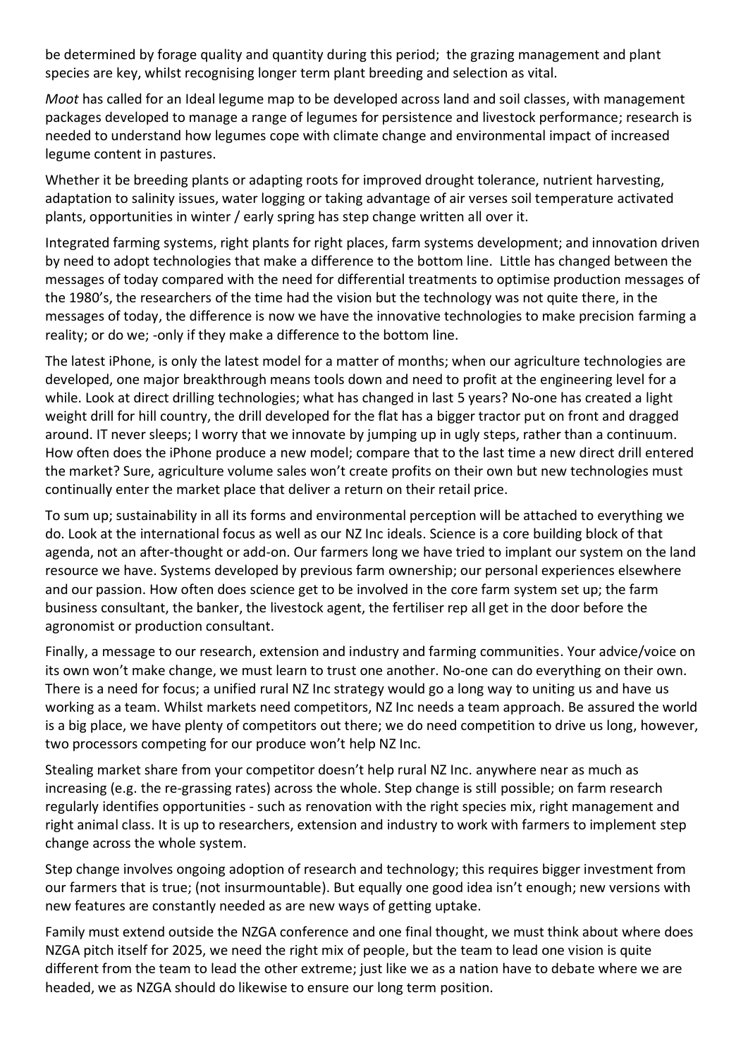be determined by forage quality and quantity during this period; the grazing management and plant species are key, whilst recognising longer term plant breeding and selection as vital.

*Moot* has called for an Ideal legume map to be developed across land and soil classes, with management packages developed to manage a range of legumes for persistence and livestock performance; research is needed to understand how legumes cope with climate change and environmental impact of increased legume content in pastures.

Whether it be breeding plants or adapting roots for improved drought tolerance, nutrient harvesting, adaptation to salinity issues, water logging or taking advantage of air verses soil temperature activated plants, opportunities in winter / early spring has step change written all over it.

Integrated farming systems, right plants for right places, farm systems development; and innovation driven by need to adopt technologies that make a difference to the bottom line. Little has changed between the messages of today compared with the need for differential treatments to optimise production messages of the 1980's, the researchers of the time had the vision but the technology was not quite there, in the messages of today, the difference is now we have the innovative technologies to make precision farming a reality; or do we; -only if they make a difference to the bottom line.

The latest iPhone, is only the latest model for a matter of months; when our agriculture technologies are developed, one major breakthrough means tools down and need to profit at the engineering level for a while. Look at direct drilling technologies; what has changed in last 5 years? No-one has created a light weight drill for hill country, the drill developed for the flat has a bigger tractor put on front and dragged around. IT never sleeps; I worry that we innovate by jumping up in ugly steps, rather than a continuum. How often does the iPhone produce a new model; compare that to the last time a new direct drill entered the market? Sure, agriculture volume sales won't create profits on their own but new technologies must continually enter the market place that deliver a return on their retail price.

To sum up; sustainability in all its forms and environmental perception will be attached to everything we do. Look at the international focus as well as our NZ Inc ideals. Science is a core building block of that agenda, not an after-thought or add-on. Our farmers long we have tried to implant our system on the land resource we have. Systems developed by previous farm ownership; our personal experiences elsewhere and our passion. How often does science get to be involved in the core farm system set up; the farm business consultant, the banker, the livestock agent, the fertiliser rep all get in the door before the agronomist or production consultant.

Finally, a message to our research, extension and industry and farming communities. Your advice/voice on its own won't make change, we must learn to trust one another. No-one can do everything on their own. There is a need for focus; a unified rural NZ Inc strategy would go a long way to uniting us and have us working as a team. Whilst markets need competitors, NZ Inc needs a team approach. Be assured the world is a big place, we have plenty of competitors out there; we do need competition to drive us long, however, two processors competing for our produce won't help NZ Inc.

Stealing market share from your competitor doesn't help rural NZ Inc. anywhere near as much as increasing (e.g. the re-grassing rates) across the whole. Step change is still possible; on farm research regularly identifies opportunities - such as renovation with the right species mix, right management and right animal class. It is up to researchers, extension and industry to work with farmers to implement step change across the whole system.

Step change involves ongoing adoption of research and technology; this requires bigger investment from our farmers that is true; (not insurmountable). But equally one good idea isn't enough; new versions with new features are constantly needed as are new ways of getting uptake.

Family must extend outside the NZGA conference and one final thought, we must think about where does NZGA pitch itself for 2025, we need the right mix of people, but the team to lead one vision is quite different from the team to lead the other extreme; just like we as a nation have to debate where we are headed, we as NZGA should do likewise to ensure our long term position.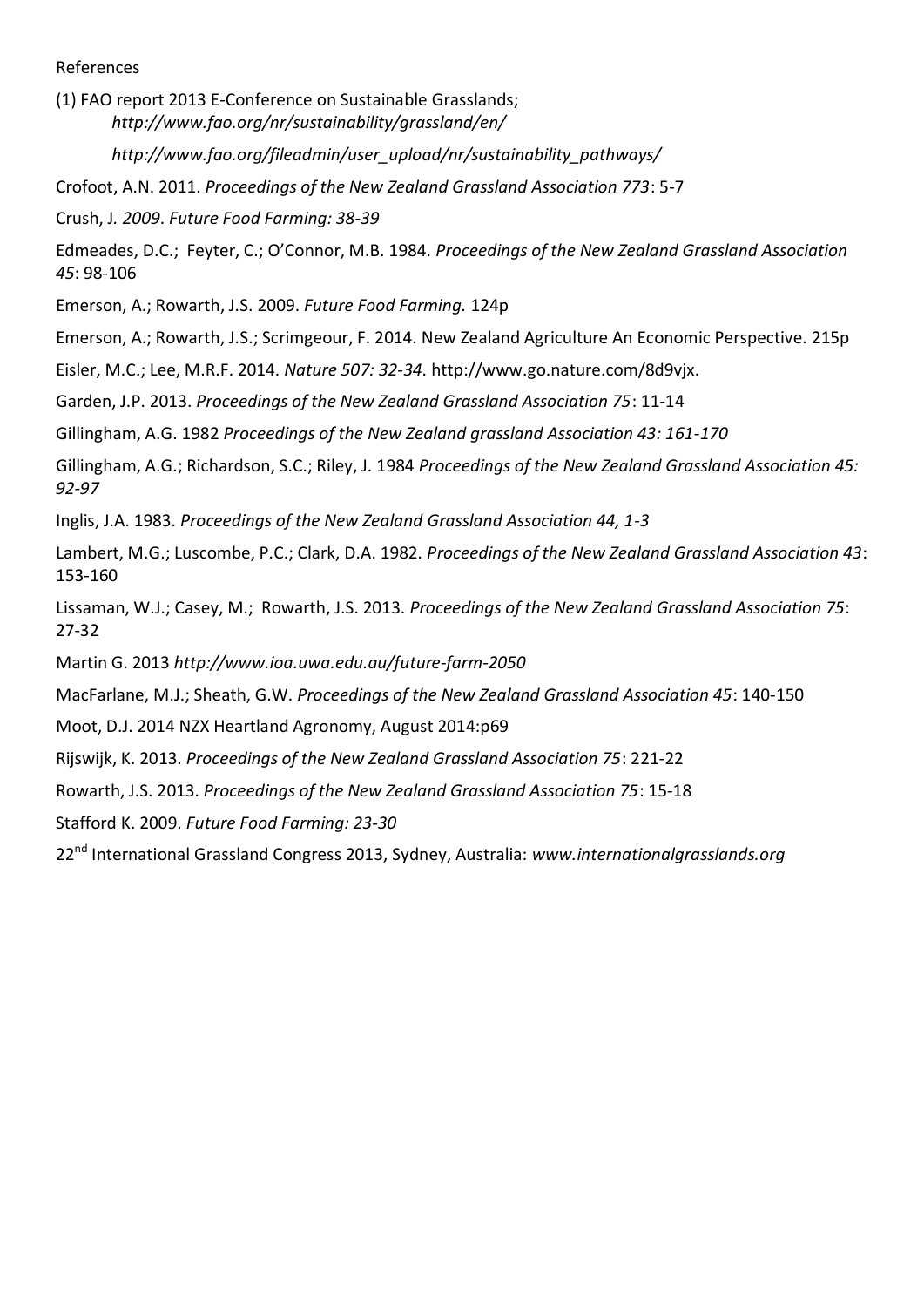References

(1) FAO report 2013 E-Conference on Sustainable Grasslands;
*http://www.fao.org/nr/sustainability/grassland/en/*

*http://www.fao.org/fileadmin/user_upload/nr/sustainability_pathways/*

Crofoot, A.N. 2011. *Proceedings of the New Zealand Grassland Association 773*: 5-7

Crush, J*. 2009*. *Future Food Farming: 38-39*

Edmeades, D.C.; Feyter, C.; O'Connor, M.B. 1984. *Proceedings of the New Zealand Grassland Association 45*: 98-106

Emerson, A.; Rowarth, J.S. 2009. *Future Food Farming.* 124p

Emerson, A.; Rowarth, J.S.; Scrimgeour, F. 2014. New Zealand Agriculture An Economic Perspective. 215p

Eisler, M.C.; Lee, M.R.F. 2014. *Nature 507: 32-34*. http://www.go.nature.com/8d9vjx.

Garden, J.P. 2013. *Proceedings of the New Zealand Grassland Association 75*: 11-14

Gillingham, A.G. 1982 *Proceedings of the New Zealand grassland Association 43: 161-170*

Gillingham, A.G.; Richardson, S.C.; Riley, J. 1984 *Proceedings of the New Zealand Grassland Association 45: 92-97*

Inglis, J.A. 1983. *Proceedings of the New Zealand Grassland Association 44, 1-3*

Lambert, M.G.; Luscombe, P.C.; Clark, D.A. 1982. *Proceedings of the New Zealand Grassland Association 43*: 153-160

Lissaman, W.J.; Casey, M.; Rowarth, J.S. 2013. *Proceedings of the New Zealand Grassland Association 75*: 27-32

Martin G. 2013 *http://www.ioa.uwa.edu.au/future-farm-2050*

MacFarlane, M.J.; Sheath, G.W. *Proceedings of the New Zealand Grassland Association 45*: 140-150

Moot, D.J. 2014 NZX Heartland Agronomy, August 2014:p69

Rijswijk, K. 2013. *Proceedings of the New Zealand Grassland Association 75*: 221-22

Rowarth, J.S. 2013. *Proceedings of the New Zealand Grassland Association 75*: 15-18

Stafford K. 2009. *Future Food Farming: 23-30*

22nd International Grassland Congress 2013, Sydney, Australia: *www.internationalgrasslands.org*